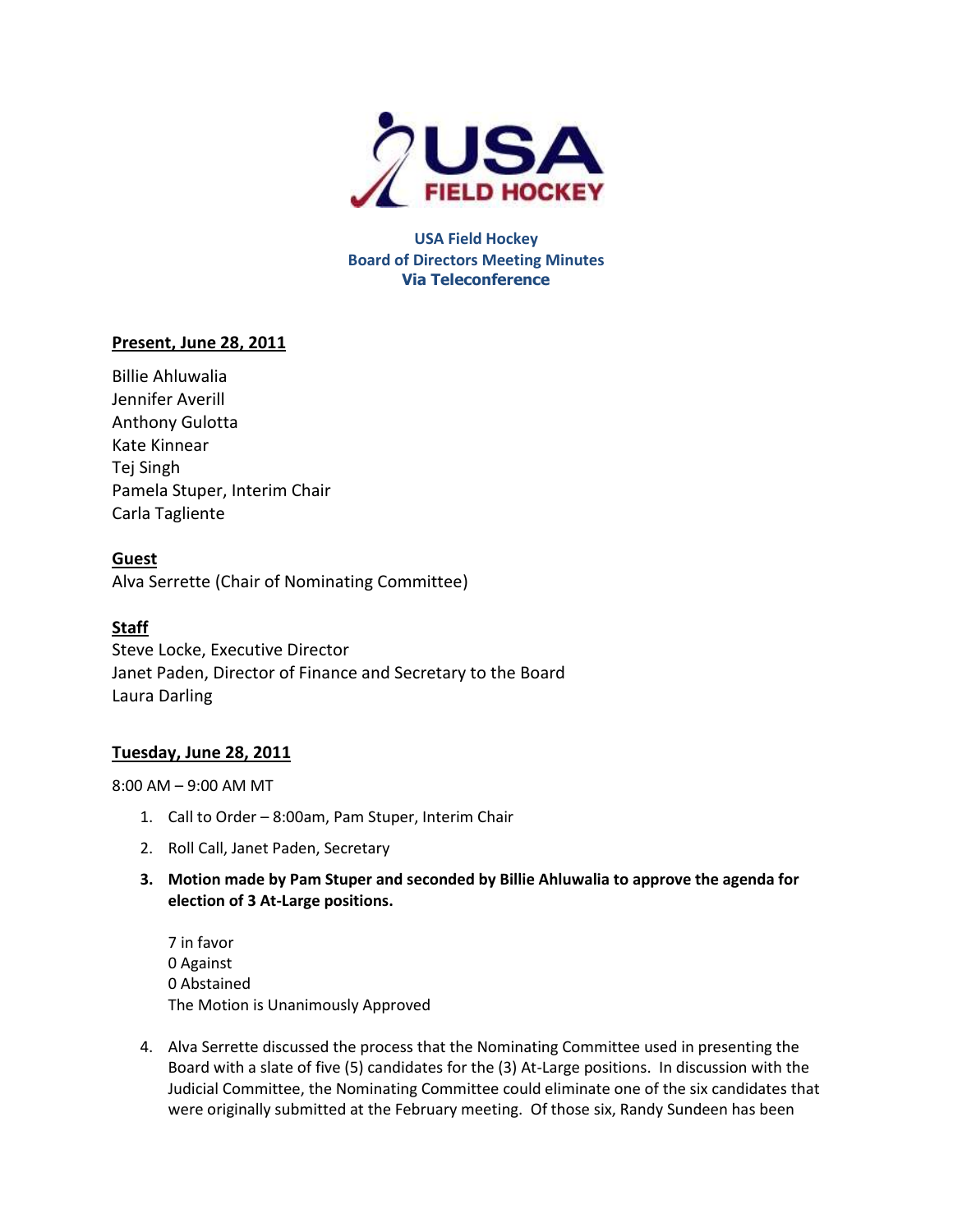**USA Field Hockey**
**Board of Directors Meeting Minutes**
**Via Teleconference**

**Present, June 28, 2011**

Billie Ahluwalia
Jennifer Averill
Anthony Gulotta
Kate Kinnear
Tej Singh
Pamela Stuper, Interim Chair
Carla Tagliente

**Guest**

Alva Serrette (Chair of Nominating Committee)

**Staff**

Steve Locke, Executive Director
Janet Paden, Director of Finance and Secretary to the Board
Laura Darling

**Tuesday, June 28, 2011**

8:00 AM – 9:00 AM MT

1. Call to Order – 8:00am, Pam Stuper, Interim Chair
2. Roll Call, Janet Paden, Secretary
3. **Motion made by Pam Stuper and seconded by Billie Ahluwalia to approve the agenda for election of 3 At-Large positions.**

   7 in favor
   0 Against
   0 Abstained
   The Motion is Unanimously Approved

4. Alva Serrette discussed the process that the Nominating Committee used in presenting the Board with a slate of five (5) candidates for the (3) At-Large positions. In discussion with the Judicial Committee, the Nominating Committee could eliminate one of the six candidates that were originally submitted at the February meeting. Of those six, Randy Sundeen has been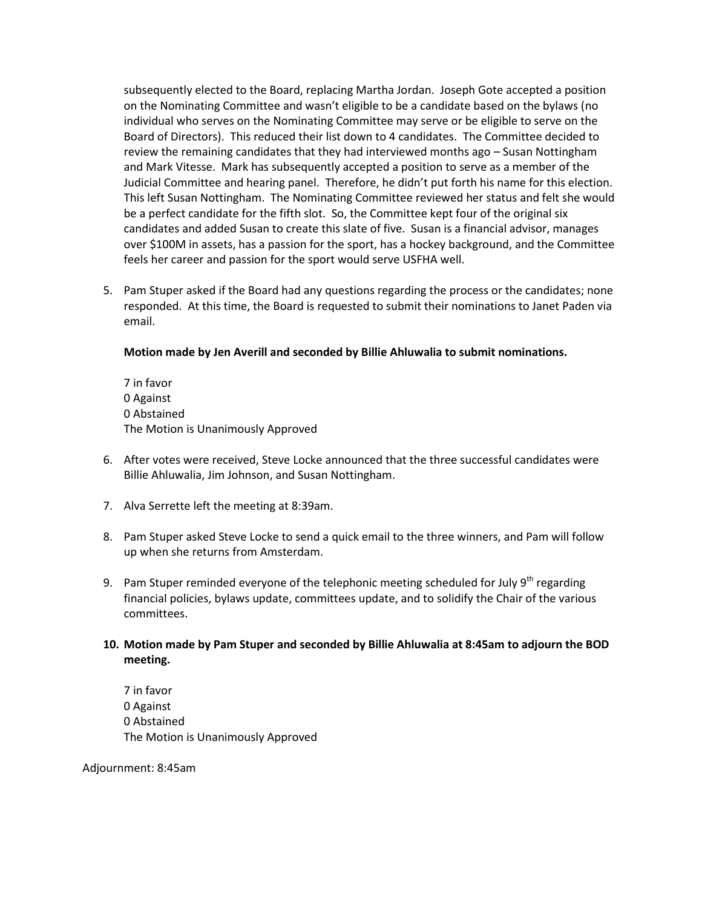subsequently elected to the Board, replacing Martha Jordan. Joseph Gote accepted a position on the Nominating Committee and wasn't eligible to be a candidate based on the bylaws (no individual who serves on the Nominating Committee may serve or be eligible to serve on the Board of Directors). This reduced their list down to 4 candidates. The Committee decided to review the remaining candidates that they had interviewed months ago – Susan Nottingham and Mark Vitesse. Mark has subsequently accepted a position to serve as a member of the Judicial Committee and hearing panel. Therefore, he didn't put forth his name for this election. This left Susan Nottingham. The Nominating Committee reviewed her status and felt she would be a perfect candidate for the fifth slot. So, the Committee kept four of the original six candidates and added Susan to create this slate of five. Susan is a financial advisor, manages over $100M in assets, has a passion for the sport, has a hockey background, and the Committee feels her career and passion for the sport would serve USFHA well.

5. Pam Stuper asked if the Board had any questions regarding the process or the candidates; none responded. At this time, the Board is requested to submit their nominations to Janet Paden via email.

   **Motion made by Jen Averill and seconded by Billie Ahluwalia to submit nominations.**

   7 in favor
   0 Against
   0 Abstained
   The Motion is Unanimously Approved

6. After votes were received, Steve Locke announced that the three successful candidates were Billie Ahluwalia, Jim Johnson, and Susan Nottingham.

7. Alva Serrette left the meeting at 8:39am.

8. Pam Stuper asked Steve Locke to send a quick email to the three winners, and Pam will follow up when she returns from Amsterdam.

9. Pam Stuper reminded everyone of the telephonic meeting scheduled for July 9th regarding financial policies, bylaws update, committees update, and to solidify the Chair of the various committees.

10. **Motion made by Pam Stuper and seconded by Billie Ahluwalia at 8:45am to adjourn the BOD meeting.**

    7 in favor
    0 Against
    0 Abstained
    The Motion is Unanimously Approved

Adjournment: 8:45am